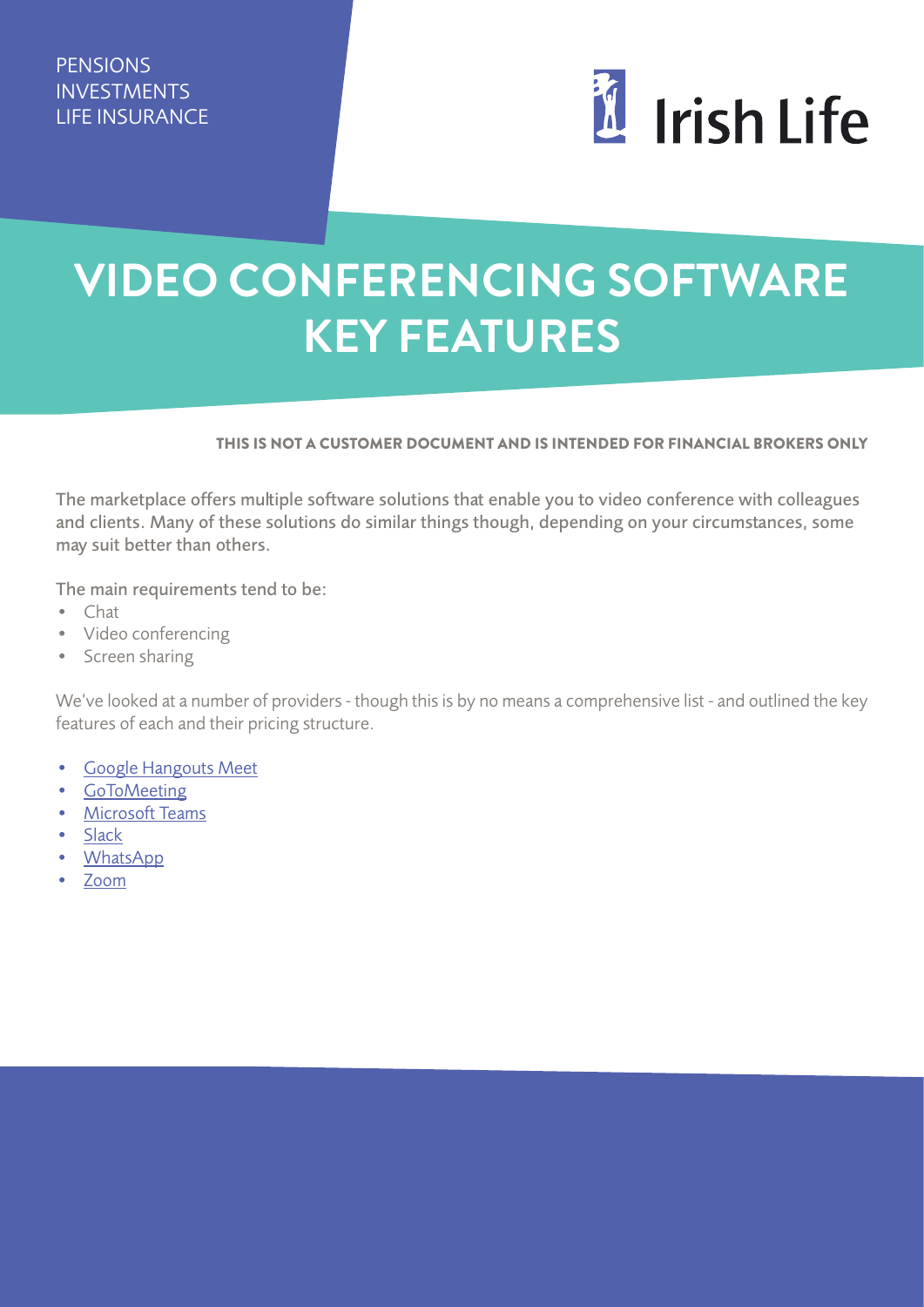PENSIONS
INVESTMENTS
LIFE INSURANCE

Irish Life

# VIDEO CONFERENCING SOFTWARE KEY FEATURES

**THIS IS NOT A CUSTOMER DOCUMENT AND IS INTENDED FOR FINANCIAL BROKERS ONLY**

The marketplace offers multiple software solutions that enable you to video conference with colleagues and clients. Many of these solutions do similar things though, depending on your circumstances, some may suit better than others.

The main requirements tend to be:

- Chat
- Video conferencing
- Screen sharing

We've looked at a number of providers - though this is by no means a comprehensive list - and outlined the key features of each and their pricing structure.

- Google Hangouts Meet
- GoToMeeting
- Microsoft Teams
- Slack
- WhatsApp
- Zoom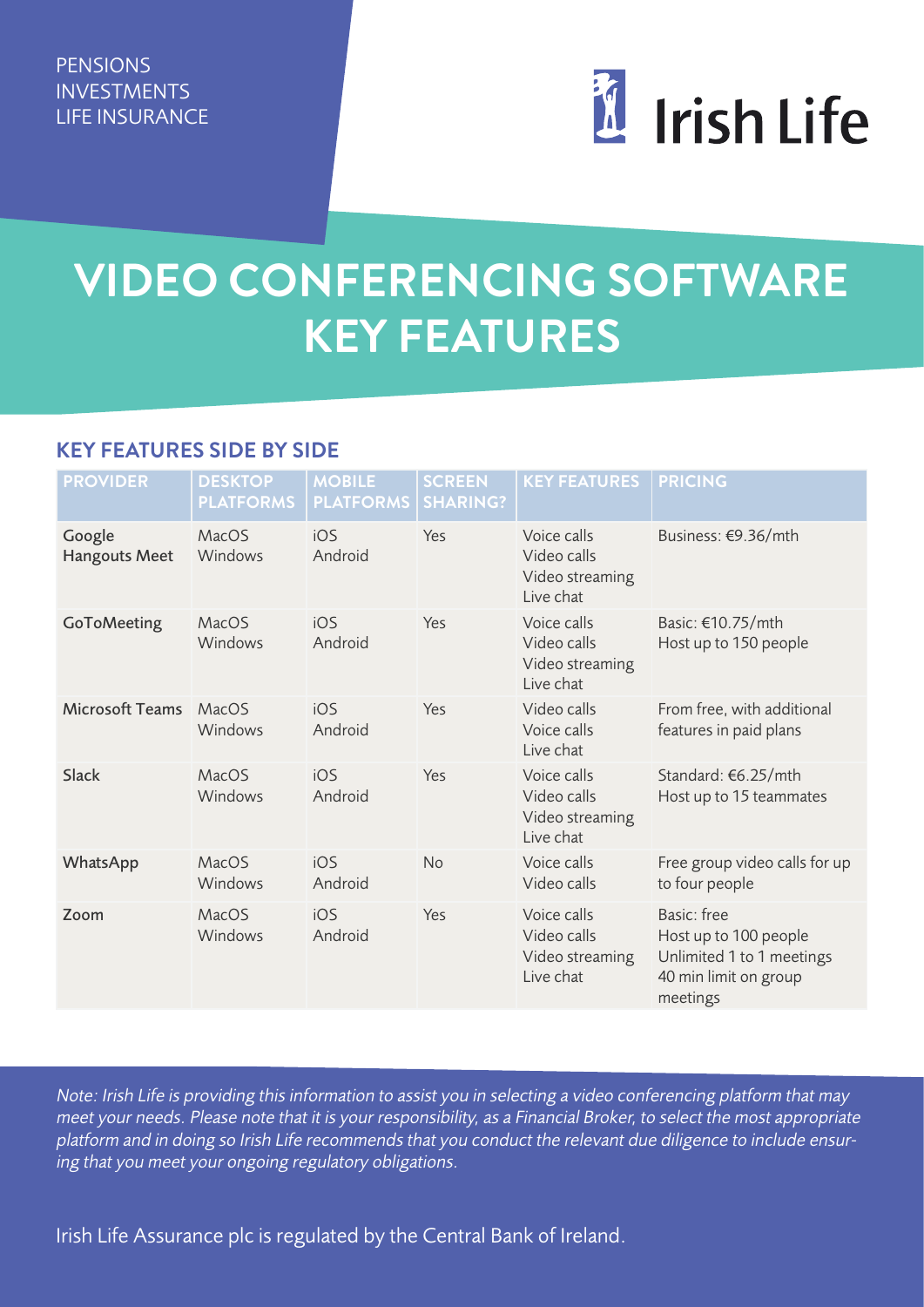PENSIONS
INVESTMENTS
LIFE INSURANCE

Irish Life

# VIDEO CONFERENCING SOFTWARE KEY FEATURES

## KEY FEATURES SIDE BY SIDE

| PROVIDER | DESKTOP PLATFORMS | MOBILE PLATFORMS | SCREEN SHARING? | KEY FEATURES | PRICING |
|---|---|---|---|---|---|
| Google Hangouts Meet | MacOS<br>Windows | iOS<br>Android | Yes | Voice calls<br>Video calls<br>Video streaming<br>Live chat | Business: €9.36/mth |
| GoToMeeting | MacOS<br>Windows | iOS<br>Android | Yes | Voice calls<br>Video calls<br>Video streaming<br>Live chat | Basic: €10.75/mth<br>Host up to 150 people |
| Microsoft Teams | MacOS<br>Windows | iOS<br>Android | Yes | Video calls<br>Voice calls<br>Live chat | From free, with additional features in paid plans |
| Slack | MacOS<br>Windows | iOS<br>Android | Yes | Voice calls<br>Video calls<br>Video streaming<br>Live chat | Standard: €6.25/mth<br>Host up to 15 teammates |
| WhatsApp | MacOS<br>Windows | iOS<br>Android | No | Voice calls<br>Video calls | Free group video calls for up to four people |
| Zoom | MacOS<br>Windows | iOS<br>Android | Yes | Voice calls<br>Video calls<br>Video streaming<br>Live chat | Basic: free<br>Host up to 100 people<br>Unlimited 1 to 1 meetings<br>40 min limit on group meetings |

*Note: Irish Life is providing this information to assist you in selecting a video conferencing platform that may meet your needs. Please note that it is your responsibility, as a Financial Broker, to select the most appropriate platform and in doing so Irish Life recommends that you conduct the relevant due diligence to include ensuring that you meet your ongoing regulatory obligations.*

Irish Life Assurance plc is regulated by the Central Bank of Ireland.